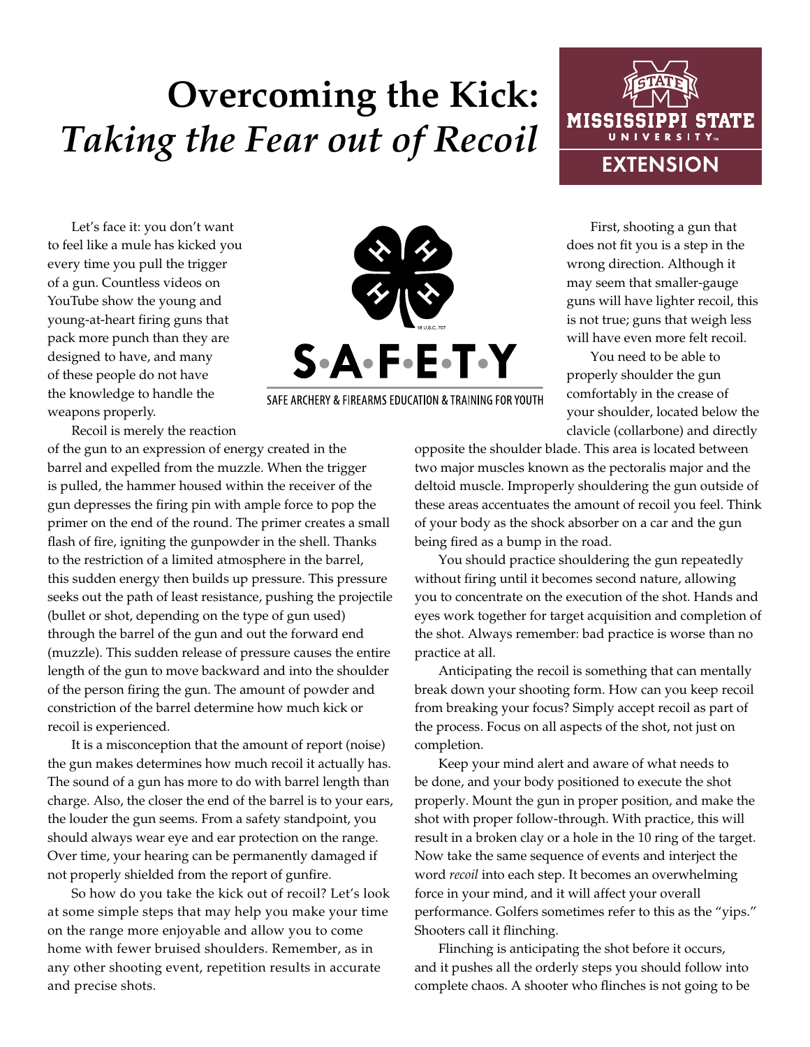# Overcoming the Kick: *Taking the Fear out of Recoil*

MISSISSIPPI STATE UNIVERSITY EXTENSION

S·A·F·E·T·Y

SAFE ARCHERY & FIREARMS EDUCATION & TRAINING FOR YOUTH

Let's face it: you don't want to feel like a mule has kicked you every time you pull the trigger of a gun. Countless videos on YouTube show the young and young-at-heart firing guns that pack more punch than they are designed to have, and many of these people do not have the knowledge to handle the weapons properly.

Recoil is merely the reaction of the gun to an expression of energy created in the barrel and expelled from the muzzle. When the trigger is pulled, the hammer housed within the receiver of the gun depresses the firing pin with ample force to pop the primer on the end of the round. The primer creates a small flash of fire, igniting the gunpowder in the shell. Thanks to the restriction of a limited atmosphere in the barrel, this sudden energy then builds up pressure. This pressure seeks out the path of least resistance, pushing the projectile (bullet or shot, depending on the type of gun used) through the barrel of the gun and out the forward end (muzzle). This sudden release of pressure causes the entire length of the gun to move backward and into the shoulder of the person firing the gun. The amount of powder and constriction of the barrel determine how much kick or recoil is experienced.

It is a misconception that the amount of report (noise) the gun makes determines how much recoil it actually has. The sound of a gun has more to do with barrel length than charge. Also, the closer the end of the barrel is to your ears, the louder the gun seems. From a safety standpoint, you should always wear eye and ear protection on the range. Over time, your hearing can be permanently damaged if not properly shielded from the report of gunfire.

So how do you take the kick out of recoil? Let's look at some simple steps that may help you make your time on the range more enjoyable and allow you to come home with fewer bruised shoulders. Remember, as in any other shooting event, repetition results in accurate and precise shots.

First, shooting a gun that does not fit you is a step in the wrong direction. Although it may seem that smaller-gauge guns will have lighter recoil, this is not true; guns that weigh less will have even more felt recoil.

You need to be able to properly shoulder the gun comfortably in the crease of your shoulder, located below the clavicle (collarbone) and directly opposite the shoulder blade. This area is located between two major muscles known as the pectoralis major and the deltoid muscle. Improperly shouldering the gun outside of these areas accentuates the amount of recoil you feel. Think of your body as the shock absorber on a car and the gun being fired as a bump in the road.

You should practice shouldering the gun repeatedly without firing until it becomes second nature, allowing you to concentrate on the execution of the shot. Hands and eyes work together for target acquisition and completion of the shot. Always remember: bad practice is worse than no practice at all.

Anticipating the recoil is something that can mentally break down your shooting form. How can you keep recoil from breaking your focus? Simply accept recoil as part of the process. Focus on all aspects of the shot, not just on completion.

Keep your mind alert and aware of what needs to be done, and your body positioned to execute the shot properly. Mount the gun in proper position, and make the shot with proper follow-through. With practice, this will result in a broken clay or a hole in the 10 ring of the target. Now take the same sequence of events and interject the word *recoil* into each step. It becomes an overwhelming force in your mind, and it will affect your overall performance. Golfers sometimes refer to this as the "yips." Shooters call it flinching.

Flinching is anticipating the shot before it occurs, and it pushes all the orderly steps you should follow into complete chaos. A shooter who flinches is not going to be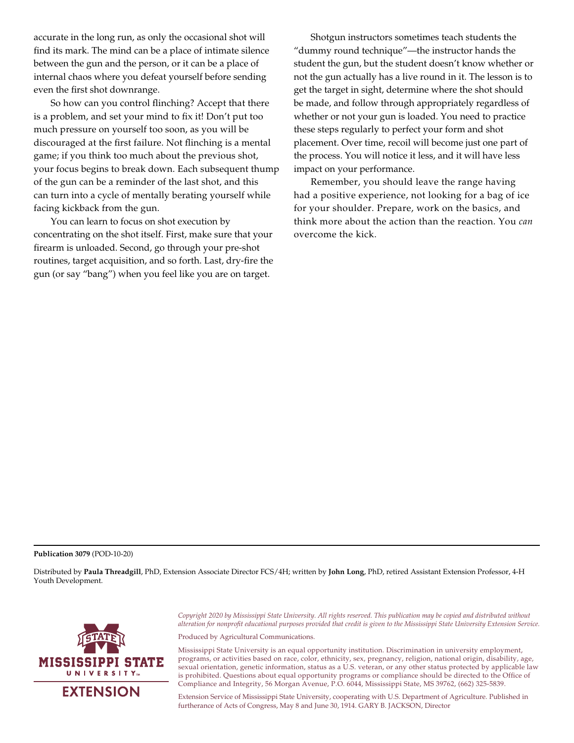accurate in the long run, as only the occasional shot will find its mark. The mind can be a place of intimate silence between the gun and the person, or it can be a place of internal chaos where you defeat yourself before sending even the first shot downrange.

So how can you control flinching? Accept that there is a problem, and set your mind to fix it! Don't put too much pressure on yourself too soon, as you will be discouraged at the first failure. Not flinching is a mental game; if you think too much about the previous shot, your focus begins to break down. Each subsequent thump of the gun can be a reminder of the last shot, and this can turn into a cycle of mentally berating yourself while facing kickback from the gun.

You can learn to focus on shot execution by concentrating on the shot itself. First, make sure that your firearm is unloaded. Second, go through your pre-shot routines, target acquisition, and so forth. Last, dry-fire the gun (or say "bang") when you feel like you are on target.

Shotgun instructors sometimes teach students the "dummy round technique"—the instructor hands the student the gun, but the student doesn't know whether or not the gun actually has a live round in it. The lesson is to get the target in sight, determine where the shot should be made, and follow through appropriately regardless of whether or not your gun is loaded. You need to practice these steps regularly to perfect your form and shot placement. Over time, recoil will become just one part of the process. You will notice it less, and it will have less impact on your performance.

Remember, you should leave the range having had a positive experience, not looking for a bag of ice for your shoulder. Prepare, work on the basics, and think more about the action than the reaction. You *can* overcome the kick.

---

**Publication 3079** (POD-10-20)

Distributed by **Paula Threadgill**, PhD, Extension Associate Director FCS/4H; written by **John Long**, PhD, retired Assistant Extension Professor, 4-H Youth Development.

MISSISSIPPI STATE UNIVERSITY™ EXTENSION

*Copyright 2020 by Mississippi State University. All rights reserved. This publication may be copied and distributed without alteration for nonprofit educational purposes provided that credit is given to the Mississippi State University Extension Service.*

Produced by Agricultural Communications.

Mississippi State University is an equal opportunity institution. Discrimination in university employment, programs, or activities based on race, color, ethnicity, sex, pregnancy, religion, national origin, disability, age, sexual orientation, genetic information, status as a U.S. veteran, or any other status protected by applicable law is prohibited. Questions about equal opportunity programs or compliance should be directed to the Office of Compliance and Integrity, 56 Morgan Avenue, P.O. 6044, Mississippi State, MS 39762, (662) 325-5839.

Extension Service of Mississippi State University, cooperating with U.S. Department of Agriculture. Published in furtherance of Acts of Congress, May 8 and June 30, 1914. GARY B. JACKSON, Director